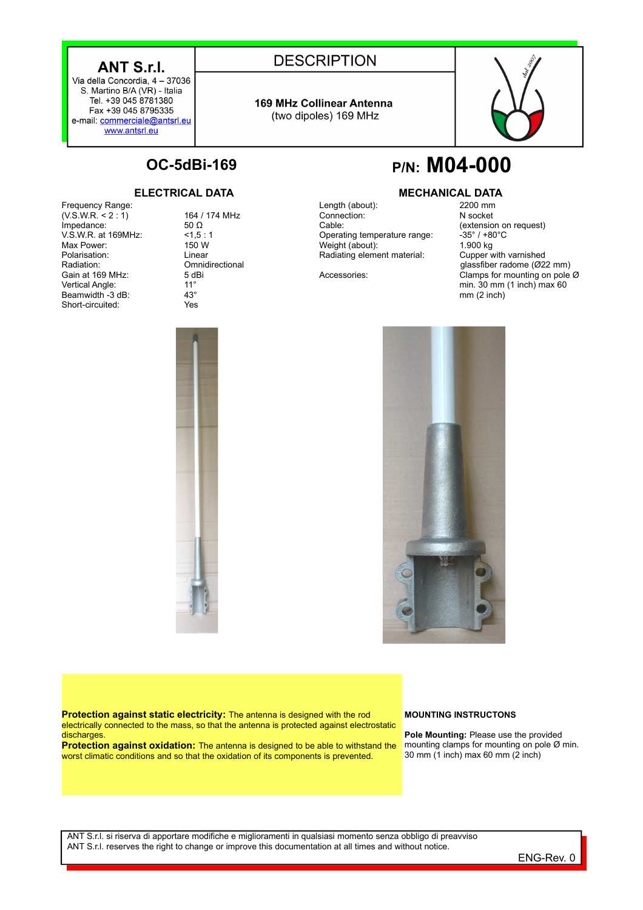**ANT S.r.l.**
Via della Concordia, 4 – 37036
S. Martino B/A (VR) - Italia
Tel. +39 045 8781380
Fax +39 045 8795335
e-mail: commerciale@antsrl.eu
www.antsrl.eu

## DESCRIPTION

**169 MHz Collinear Antenna**
(two dipoles) 169 MHz

# OC-5dBi-169

# P/N: M04-000

## ELECTRICAL DATA

| | |
|---|---|
| Frequency Range: (V.S.W.R. < 2 : 1) | 164 / 174 MHz |
| Impedance: | 50 Ω |
| V.S.W.R. at 169MHz: | <1,5 : 1 |
| Max Power: | 150 W |
| Polarisation: | Linear |
| Radiation: | Omnidirectional |
| Gain at 169 MHz: | 5 dBi |
| Vertical Angle: | 11° |
| Beamwidth -3 dB: | 43° |
| Short-circuited: | Yes |

## MECHANICAL DATA

| | |
|---|---|
| Length (about): | 2200 mm |
| Connection: | N socket |
| Cable: | (extension on request) |
| Operating temperature range: | -35° / +80°C |
| Weight (about): | 1.900 kg |
| Radiating element material: | Cupper with varnished glassfiber radome (Ø22 mm) |
| Accessories: | Clamps for mounting on pole Ø min. 30 mm (1 inch) max 60 mm (2 inch) |

**Protection against static electricity:** The antenna is designed with the rod electrically connected to the mass, so that the antenna is protected against electrostatic discharges.
**Protection against oxidation:** The antenna is designed to be able to withstand the worst climatic conditions and so that the oxidation of its components is prevented.

**MOUNTING INSTRUCTONS**

**Pole Mounting:** Please use the provided mounting clamps for mounting on pole Ø min. 30 mm (1 inch) max 60 mm (2 inch)

ANT S.r.l. si riserva di apportare modifiche e miglioramenti in qualsiasi momento senza obbligo di preavviso
ANT S.r.l. reserves the right to change or improve this documentation at all times and without notice.

ENG-Rev. 0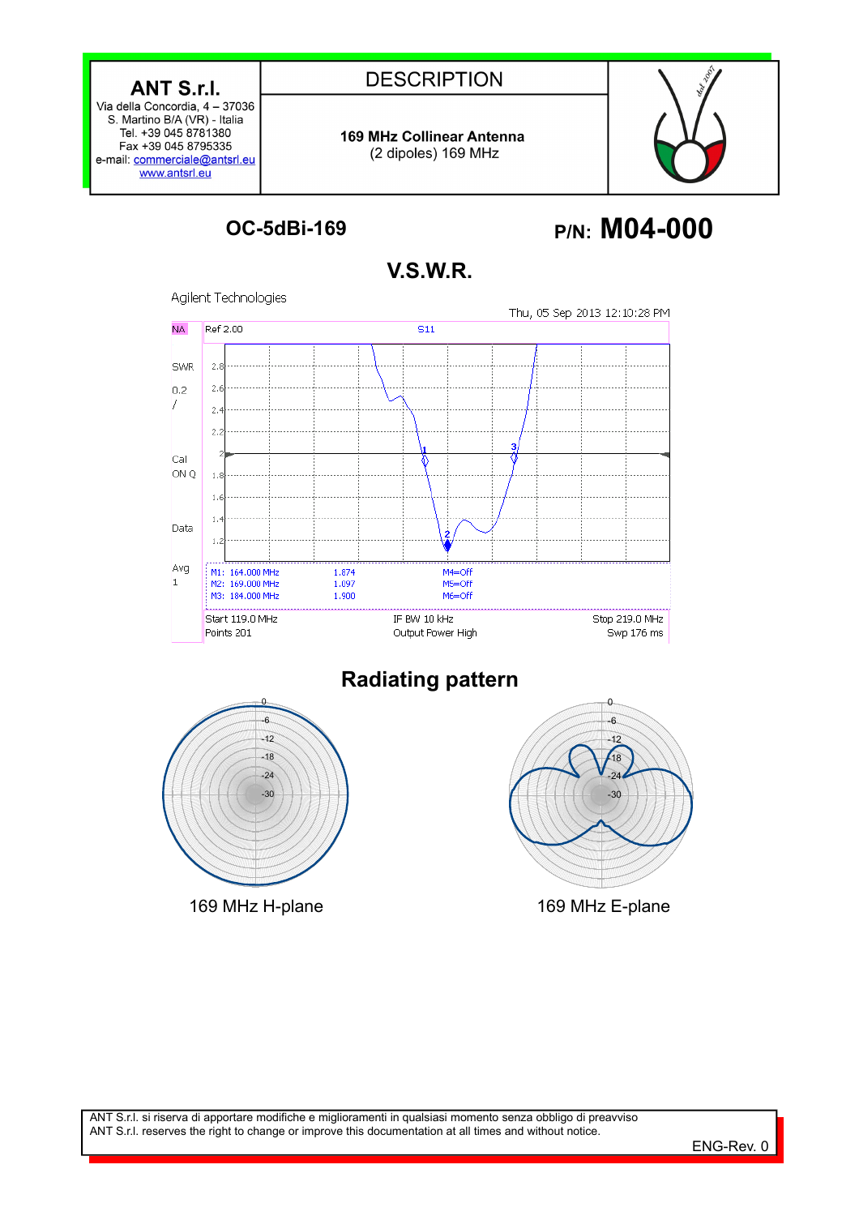**ANT S.r.l.**
Via della Concordia, 4 – 37036
S. Martino B/A (VR) - Italia
Tel. +39 045 8781380
Fax +39 045 8795335
e-mail: commerciale@antsrl.eu
www.antsrl.eu

DESCRIPTION

**169 MHz Collinear Antenna**
(2 dipoles) 169 MHz

## OC-5dBi-169

## P/N: M04-000

## V.S.W.R.

Agilent Technologies

Thu, 05 Sep 2013 12:10:28 PM

NA
Ref 2.00
S11

SWR
0.2
/

Cal
ON Q

Data

Avg
1

2.8
2.6
2.4
2.2
2
1.8
1.6
1.4
1.2

M1: 164.000 MHz 1.874 M4=Off
M2: 169.000 MHz 1.097 M5=Off
M3: 184.000 MHz 1.900 M6=Off

Start 119.0 MHz
Points 201
IF BW 10 kHz
Output Power High
Stop 219.0 MHz
Swp 176 ms

## Radiating pattern

0
-6
-12
-18
-24
-30

169 MHz H-plane

0
-6
-12
-18
-24
-30

169 MHz E-plane

ANT S.r.l. si riserva di apportare modifiche e miglioramenti in qualsiasi momento senza obbligo di preavviso
ANT S.r.l. reserves the right to change or improve this documentation at all times and without notice.

ENG-Rev. 0